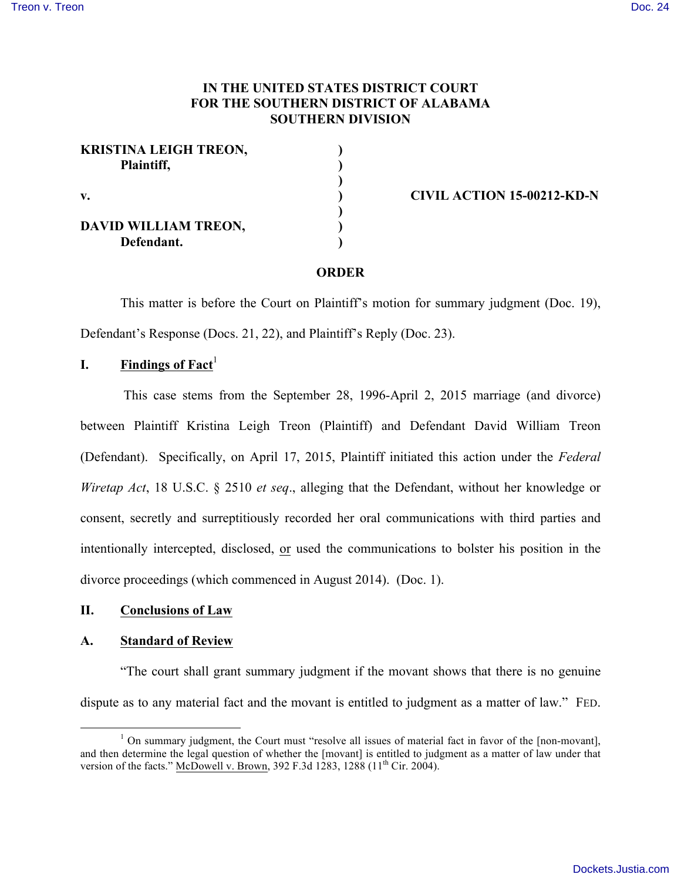**IN THE UNITED STATES DISTRICT COURT**
**FOR THE SOUTHERN DISTRICT OF ALABAMA**
**SOUTHERN DIVISION**

| | | |
|---|---|---|
| **KRISTINA LEIGH TREON,** | ) | |
| **Plaintiff,** | ) | |
| | ) | |
| **v.** | ) | **CIVIL ACTION 15-00212-KD-N** |
| | ) | |
| **DAVID WILLIAM TREON,** | ) | |
| **Defendant.** | ) | |

**ORDER**

This matter is before the Court on Plaintiff's motion for summary judgment (Doc. 19), Defendant's Response (Docs. 21, 22), and Plaintiff's Reply (Doc. 23).

## I. Findings of Fact[1]

This case stems from the September 28, 1996-April 2, 2015 marriage (and divorce) between Plaintiff Kristina Leigh Treon (Plaintiff) and Defendant David William Treon (Defendant). Specifically, on April 17, 2015, Plaintiff initiated this action under the *Federal Wiretap Act*, 18 U.S.C. § 2510 *et seq*., alleging that the Defendant, without her knowledge or consent, secretly and surreptitiously recorded her oral communications with third parties and intentionally intercepted, disclosed, or used the communications to bolster his position in the divorce proceedings (which commenced in August 2014). (Doc. 1).

## II. Conclusions of Law

### A. Standard of Review

"The court shall grant summary judgment if the movant shows that there is no genuine dispute as to any material fact and the movant is entitled to judgment as a matter of law." FED.

[1] On summary judgment, the Court must "resolve all issues of material fact in favor of the [non-movant], and then determine the legal question of whether the [movant] is entitled to judgment as a matter of law under that version of the facts." McDowell v. Brown, 392 F.3d 1283, 1288 (11th Cir. 2004).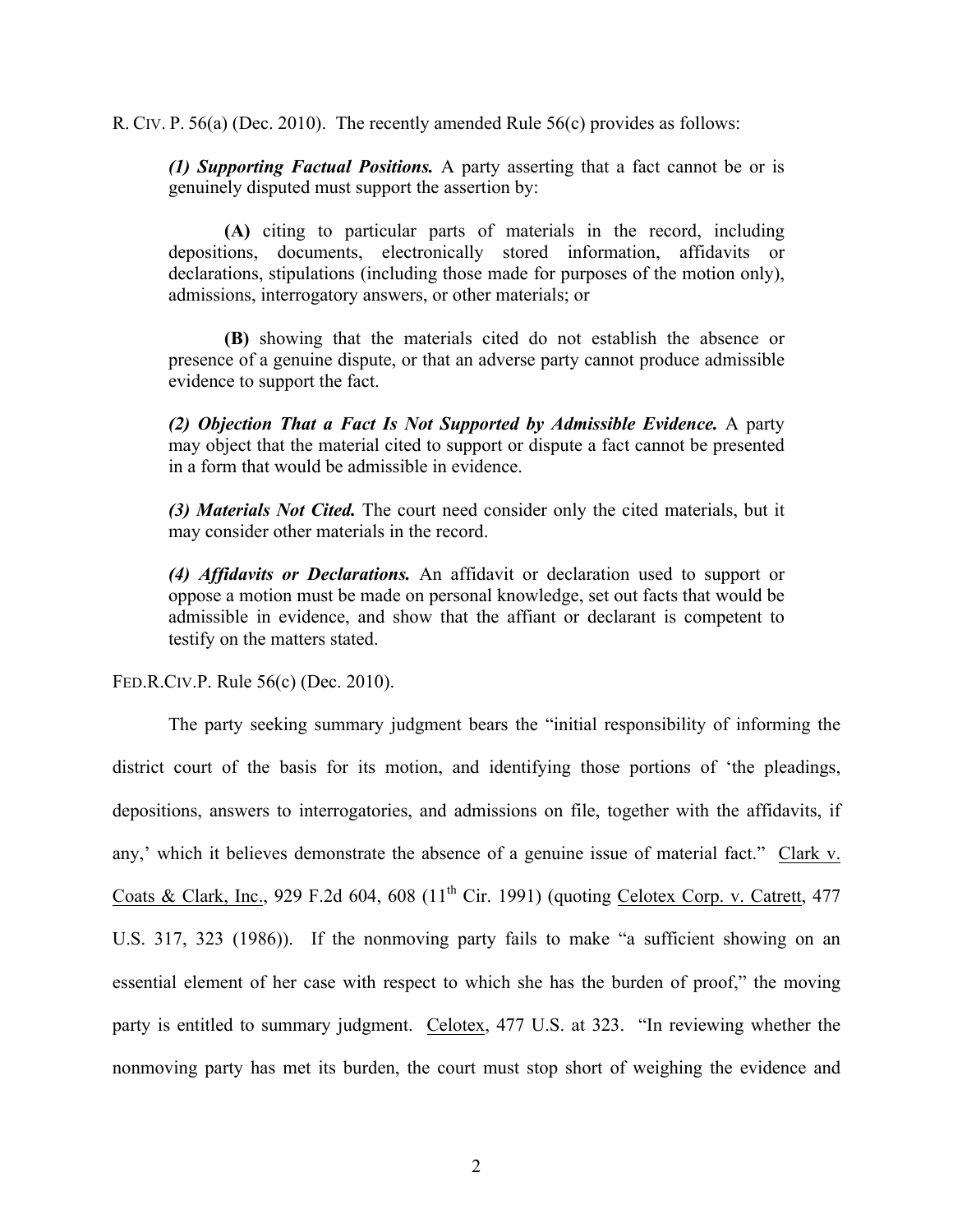R. CIV. P. 56(a) (Dec. 2010). The recently amended Rule 56(c) provides as follows:

> ***(1) Supporting Factual Positions.*** A party asserting that a fact cannot be or is genuinely disputed must support the assertion by:
>
> **(A)** citing to particular parts of materials in the record, including depositions, documents, electronically stored information, affidavits or declarations, stipulations (including those made for purposes of the motion only), admissions, interrogatory answers, or other materials; or
>
> **(B)** showing that the materials cited do not establish the absence or presence of a genuine dispute, or that an adverse party cannot produce admissible evidence to support the fact.
>
> ***(2) Objection That a Fact Is Not Supported by Admissible Evidence.*** A party may object that the material cited to support or dispute a fact cannot be presented in a form that would be admissible in evidence.
>
> ***(3) Materials Not Cited.*** The court need consider only the cited materials, but it may consider other materials in the record.
>
> ***(4) Affidavits or Declarations.*** An affidavit or declaration used to support or oppose a motion must be made on personal knowledge, set out facts that would be admissible in evidence, and show that the affiant or declarant is competent to testify on the matters stated.

FED.R.CIV.P. Rule 56(c) (Dec. 2010).

The party seeking summary judgment bears the "initial responsibility of informing the district court of the basis for its motion, and identifying those portions of 'the pleadings, depositions, answers to interrogatories, and admissions on file, together with the affidavits, if any,' which it believes demonstrate the absence of a genuine issue of material fact." Clark v. Coats & Clark, Inc., 929 F.2d 604, 608 (11th Cir. 1991) (quoting Celotex Corp. v. Catrett, 477 U.S. 317, 323 (1986)). If the nonmoving party fails to make "a sufficient showing on an essential element of her case with respect to which she has the burden of proof," the moving party is entitled to summary judgment. Celotex, 477 U.S. at 323. "In reviewing whether the nonmoving party has met its burden, the court must stop short of weighing the evidence and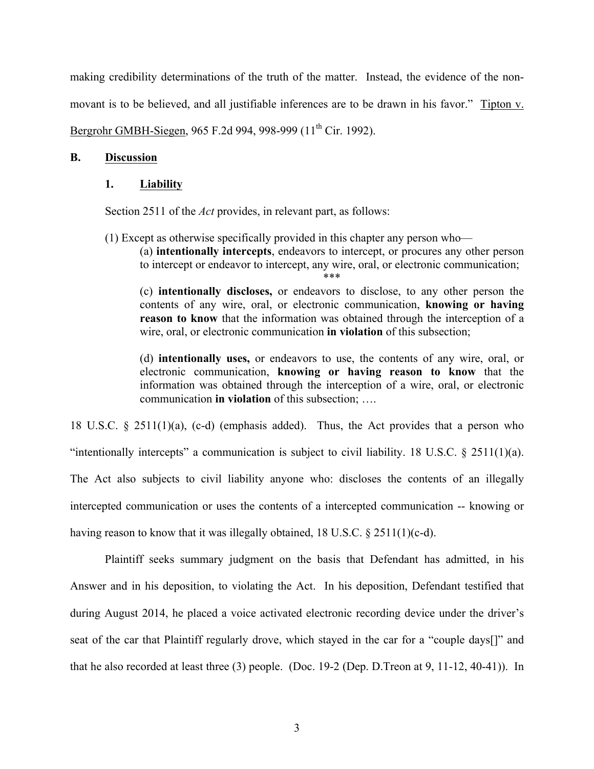making credibility determinations of the truth of the matter. Instead, the evidence of the non-movant is to be believed, and all justifiable inferences are to be drawn in his favor." Tipton v. Bergrohr GMBH-Siegen, 965 F.2d 994, 998-999 (11th Cir. 1992).

## B. Discussion

### 1. Liability

Section 2511 of the *Act* provides, in relevant part, as follows:

> (1) Except as otherwise specifically provided in this chapter any person who—
>
> (a) **intentionally intercepts**, endeavors to intercept, or procures any other person to intercept or endeavor to intercept, any wire, oral, or electronic communication;
>
> \*\*\*
>
> (c) **intentionally discloses,** or endeavors to disclose, to any other person the contents of any wire, oral, or electronic communication, **knowing or having reason to know** that the information was obtained through the interception of a wire, oral, or electronic communication **in violation** of this subsection;
>
> (d) **intentionally uses,** or endeavors to use, the contents of any wire, oral, or electronic communication, **knowing or having reason to know** that the information was obtained through the interception of a wire, oral, or electronic communication **in violation** of this subsection; ….

18 U.S.C. § 2511(1)(a), (c-d) (emphasis added). Thus, the Act provides that a person who "intentionally intercepts" a communication is subject to civil liability. 18 U.S.C. § 2511(1)(a). The Act also subjects to civil liability anyone who: discloses the contents of an illegally intercepted communication or uses the contents of a intercepted communication -- knowing or having reason to know that it was illegally obtained, 18 U.S.C. § 2511(1)(c-d).

Plaintiff seeks summary judgment on the basis that Defendant has admitted, in his Answer and in his deposition, to violating the Act. In his deposition, Defendant testified that during August 2014, he placed a voice activated electronic recording device under the driver's seat of the car that Plaintiff regularly drove, which stayed in the car for a "couple days[]" and that he also recorded at least three (3) people. (Doc. 19-2 (Dep. D.Treon at 9, 11-12, 40-41)). In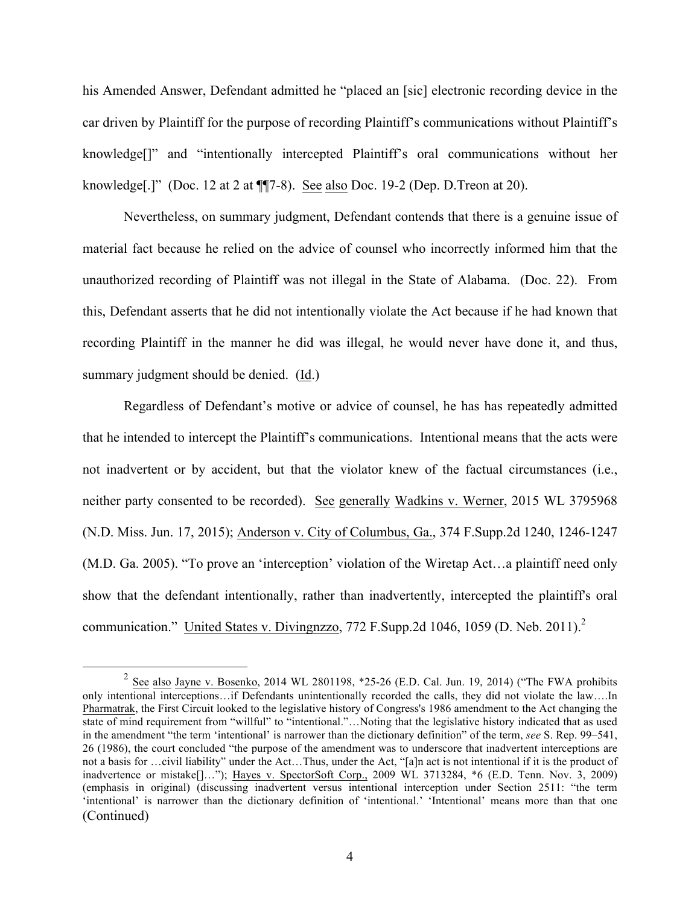his Amended Answer, Defendant admitted he "placed an [sic] electronic recording device in the car driven by Plaintiff for the purpose of recording Plaintiff's communications without Plaintiff's knowledge[]" and "intentionally intercepted Plaintiff's oral communications without her knowledge[.]" (Doc. 12 at 2 at ¶¶7-8). See also Doc. 19-2 (Dep. D.Treon at 20).

Nevertheless, on summary judgment, Defendant contends that there is a genuine issue of material fact because he relied on the advice of counsel who incorrectly informed him that the unauthorized recording of Plaintiff was not illegal in the State of Alabama. (Doc. 22). From this, Defendant asserts that he did not intentionally violate the Act because if he had known that recording Plaintiff in the manner he did was illegal, he would never have done it, and thus, summary judgment should be denied. (Id.)

Regardless of Defendant's motive or advice of counsel, he has has repeatedly admitted that he intended to intercept the Plaintiff's communications. Intentional means that the acts were not inadvertent or by accident, but that the violator knew of the factual circumstances (i.e., neither party consented to be recorded). See generally Wadkins v. Werner, 2015 WL 3795968 (N.D. Miss. Jun. 17, 2015); Anderson v. City of Columbus, Ga., 374 F.Supp.2d 1240, 1246-1247 (M.D. Ga. 2005). "To prove an 'interception' violation of the Wiretap Act…a plaintiff need only show that the defendant intentionally, rather than inadvertently, intercepted the plaintiff's oral communication." United States v. Divingnzzo, 772 F.Supp.2d 1046, 1059 (D. Neb. 2011).[2]

---

[2] See also Jayne v. Bosenko, 2014 WL 2801198, *25-26 (E.D. Cal. Jun. 19, 2014) ("The FWA prohibits only intentional interceptions…if Defendants unintentionally recorded the calls, they did not violate the law….In Pharmatrak, the First Circuit looked to the legislative history of Congress's 1986 amendment to the Act changing the state of mind requirement from "willful" to "intentional."…Noting that the legislative history indicated that as used in the amendment "the term 'intentional' is narrower than the dictionary definition" of the term, *see* S. Rep. 99–541, 26 (1986), the court concluded "the purpose of the amendment was to underscore that inadvertent interceptions are not a basis for …civil liability" under the Act…Thus, under the Act, "[a]n act is not intentional if it is the product of inadvertence or mistake[]…"); Hayes v. SpectorSoft Corp., 2009 WL 3713284, *6 (E.D. Tenn. Nov. 3, 2009) (emphasis in original) (discussing inadvertent versus intentional interception under Section 2511: "the term 'intentional' is narrower than the dictionary definition of 'intentional.' 'Intentional' means more than that one (Continued)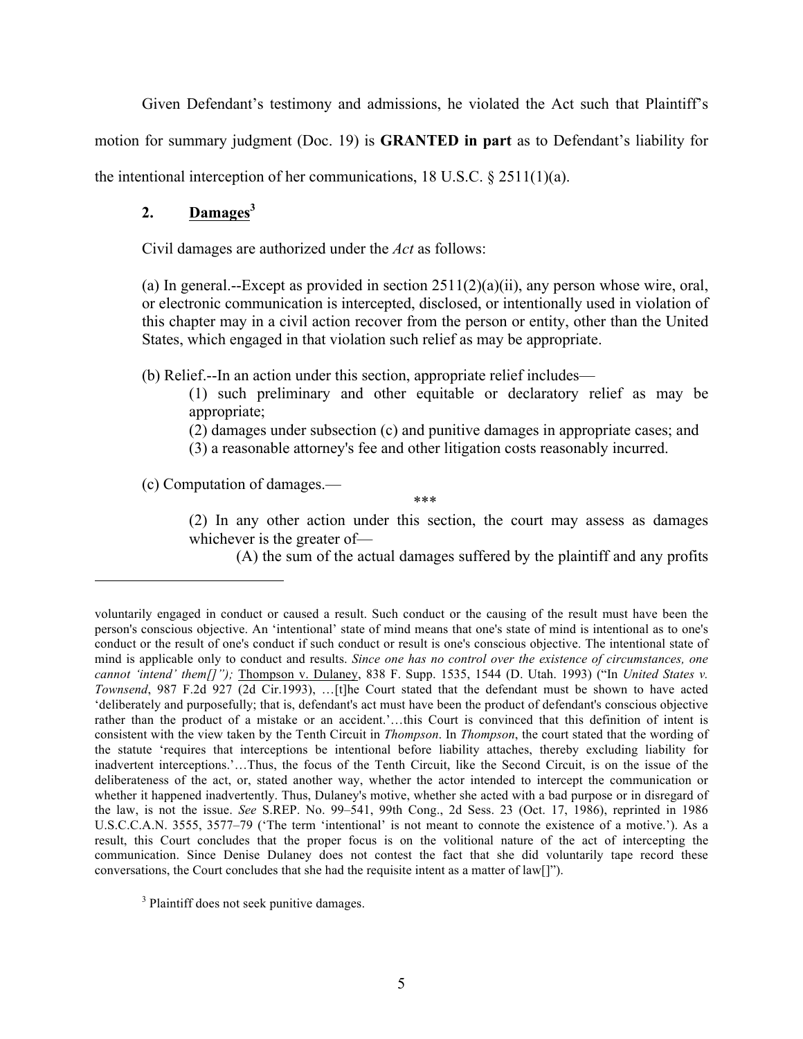Given Defendant's testimony and admissions, he violated the Act such that Plaintiff's motion for summary judgment (Doc. 19) is **GRANTED in part** as to Defendant's liability for the intentional interception of her communications, 18 U.S.C. § 2511(1)(a).

## 2. Damages[3]

Civil damages are authorized under the *Act* as follows:

> (a) In general.--Except as provided in section 2511(2)(a)(ii), any person whose wire, oral, or electronic communication is intercepted, disclosed, or intentionally used in violation of this chapter may in a civil action recover from the person or entity, other than the United States, which engaged in that violation such relief as may be appropriate.
>
> (b) Relief.--In an action under this section, appropriate relief includes—
>
> (1) such preliminary and other equitable or declaratory relief as may be appropriate;
>
> (2) damages under subsection (c) and punitive damages in appropriate cases; and
>
> (3) a reasonable attorney's fee and other litigation costs reasonably incurred.
>
> (c) Computation of damages.—
>
> ***
>
> (2) In any other action under this section, the court may assess as damages whichever is the greater of—
>
> (A) the sum of the actual damages suffered by the plaintiff and any profits

---

voluntarily engaged in conduct or caused a result. Such conduct or the causing of the result must have been the person's conscious objective. An 'intentional' state of mind means that one's state of mind is intentional as to one's conduct or the result of one's conduct if such conduct or result is one's conscious objective. The intentional state of mind is applicable only to conduct and results. *Since one has no control over the existence of circumstances, one cannot 'intend' them[]");* Thompson v. Dulaney, 838 F. Supp. 1535, 1544 (D. Utah. 1993) ("In *United States v. Townsend*, 987 F.2d 927 (2d Cir.1993), …[t]he Court stated that the defendant must be shown to have acted 'deliberately and purposefully; that is, defendant's act must have been the product of defendant's conscious objective rather than the product of a mistake or an accident.'…this Court is convinced that this definition of intent is consistent with the view taken by the Tenth Circuit in *Thompson*. In *Thompson*, the court stated that the wording of the statute 'requires that interceptions be intentional before liability attaches, thereby excluding liability for inadvertent interceptions.'…Thus, the focus of the Tenth Circuit, like the Second Circuit, is on the issue of the deliberateness of the act, or, stated another way, whether the actor intended to intercept the communication or whether it happened inadvertently. Thus, Dulaney's motive, whether she acted with a bad purpose or in disregard of the law, is not the issue. *See* S.REP. No. 99–541, 99th Cong., 2d Sess. 23 (Oct. 17, 1986), reprinted in 1986 U.S.C.C.A.N. 3555, 3577–79 ('The term 'intentional' is not meant to connote the existence of a motive.'). As a result, this Court concludes that the proper focus is on the volitional nature of the act of intercepting the communication. Since Denise Dulaney does not contest the fact that she did voluntarily tape record these conversations, the Court concludes that she had the requisite intent as a matter of law[]").

[3] Plaintiff does not seek punitive damages.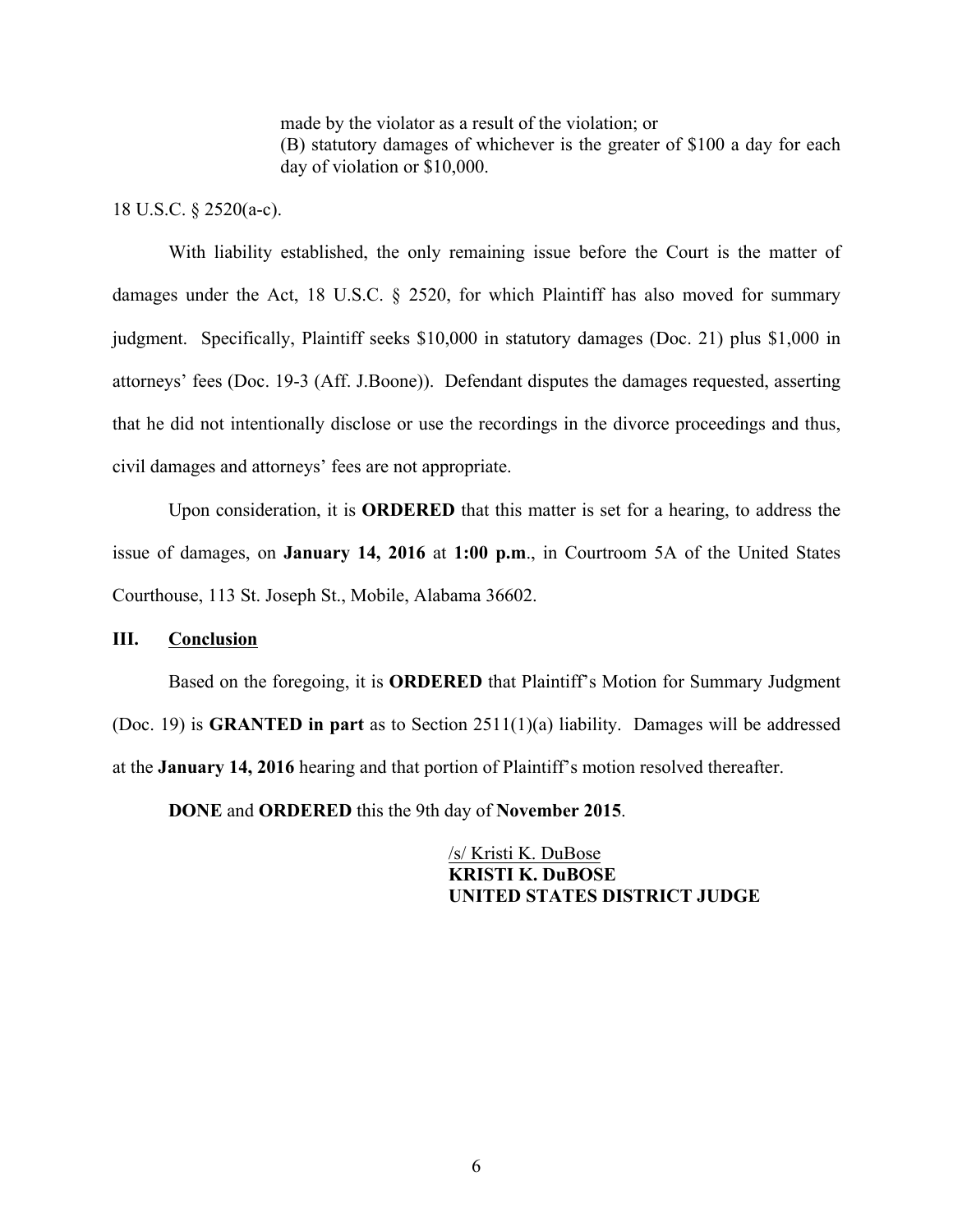> made by the violator as a result of the violation; or
> (B) statutory damages of whichever is the greater of $100 a day for each day of violation or $10,000.

18 U.S.C. § 2520(a-c).

With liability established, the only remaining issue before the Court is the matter of damages under the Act, 18 U.S.C. § 2520, for which Plaintiff has also moved for summary judgment. Specifically, Plaintiff seeks $10,000 in statutory damages (Doc. 21) plus $1,000 in attorneys' fees (Doc. 19-3 (Aff. J.Boone)). Defendant disputes the damages requested, asserting that he did not intentionally disclose or use the recordings in the divorce proceedings and thus, civil damages and attorneys' fees are not appropriate.

Upon consideration, it is **ORDERED** that this matter is set for a hearing, to address the issue of damages, on **January 14, 2016** at **1:00 p.m**., in Courtroom 5A of the United States Courthouse, 113 St. Joseph St., Mobile, Alabama 36602.

## III. Conclusion

Based on the foregoing, it is **ORDERED** that Plaintiff's Motion for Summary Judgment (Doc. 19) is **GRANTED in part** as to Section 2511(1)(a) liability. Damages will be addressed at the **January 14, 2016** hearing and that portion of Plaintiff's motion resolved thereafter.

**DONE** and **ORDERED** this the 9th day of **November 2015**.

/s/ Kristi K. DuBose
**KRISTI K. DuBOSE**
**UNITED STATES DISTRICT JUDGE**